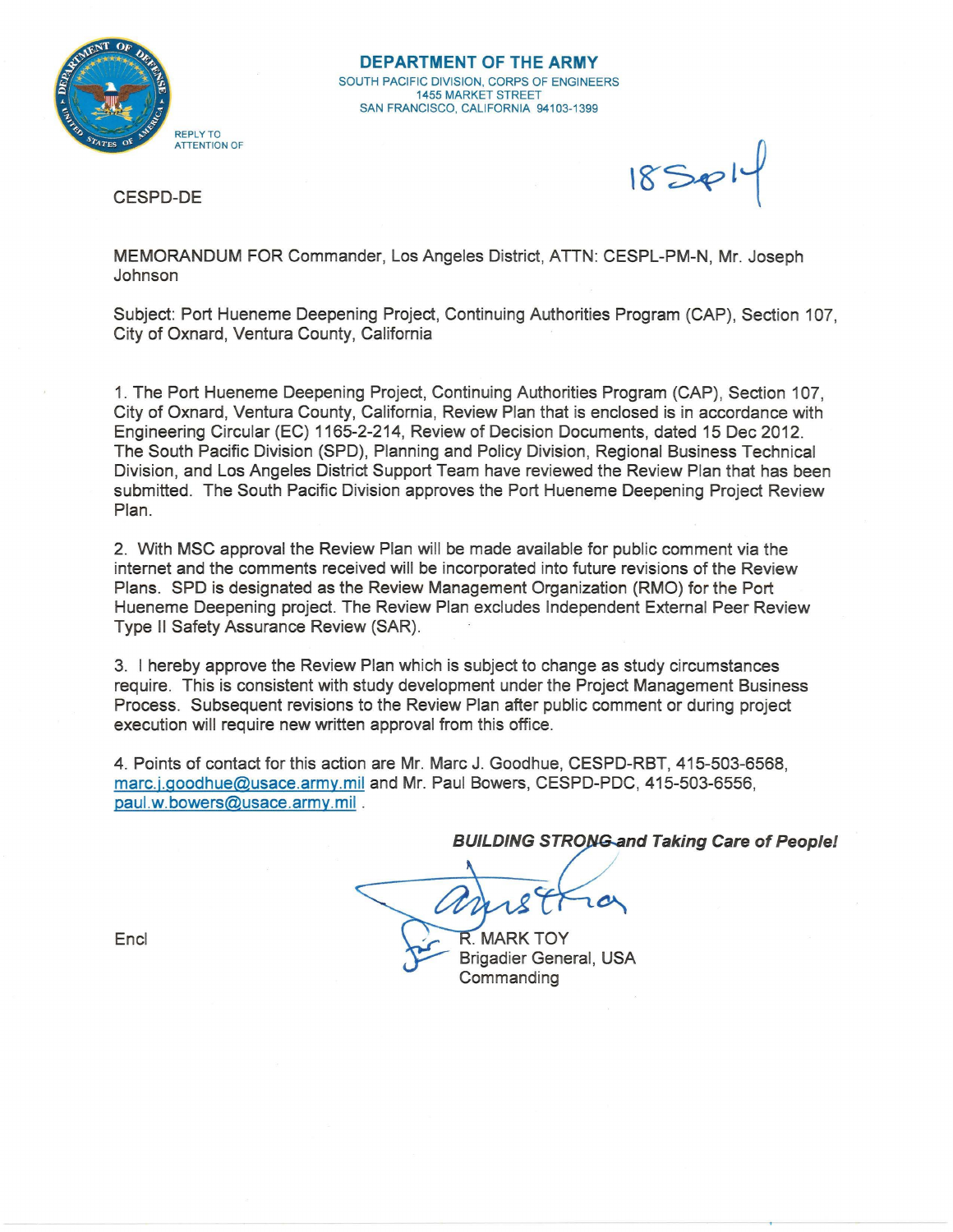**DEPARTMENT OF THE ARMY**
SOUTH PACIFIC DIVISION, CORPS OF ENGINEERS
1455 MARKET STREET
SAN FRANCISCO, CALIFORNIA 94103-1399

REPLY TO
ATTENTION OF

CESPD-DE

18 Sep 14

MEMORANDUM FOR Commander, Los Angeles District, ATTN: CESPL-PM-N, Mr. Joseph Johnson

Subject: Port Hueneme Deepening Project, Continuing Authorities Program (CAP), Section 107, City of Oxnard, Ventura County, California

1. The Port Hueneme Deepening Project, Continuing Authorities Program (CAP), Section 107, City of Oxnard, Ventura County, California, Review Plan that is enclosed is in accordance with Engineering Circular (EC) 1165-2-214, Review of Decision Documents, dated 15 Dec 2012. The South Pacific Division (SPD), Planning and Policy Division, Regional Business Technical Division, and Los Angeles District Support Team have reviewed the Review Plan that has been submitted. The South Pacific Division approves the Port Hueneme Deepening Project Review Plan.

2. With MSC approval the Review Plan will be made available for public comment via the internet and the comments received will be incorporated into future revisions of the Review Plans. SPD is designated as the Review Management Organization (RMO) for the Port Hueneme Deepening project. The Review Plan excludes Independent External Peer Review Type II Safety Assurance Review (SAR).

3. I hereby approve the Review Plan which is subject to change as study circumstances require. This is consistent with study development under the Project Management Business Process. Subsequent revisions to the Review Plan after public comment or during project execution will require new written approval from this office.

4. Points of contact for this action are Mr. Marc J. Goodhue, CESPD-RBT, 415-503-6568, marc.j.goodhue@usace.army.mil and Mr. Paul Bowers, CESPD-PDC, 415-503-6556, paul.w.bowers@usace.army.mil .

***BUILDING STRONG and Taking Care of People!***

Encl

R. MARK TOY
Brigadier General, USA
Commanding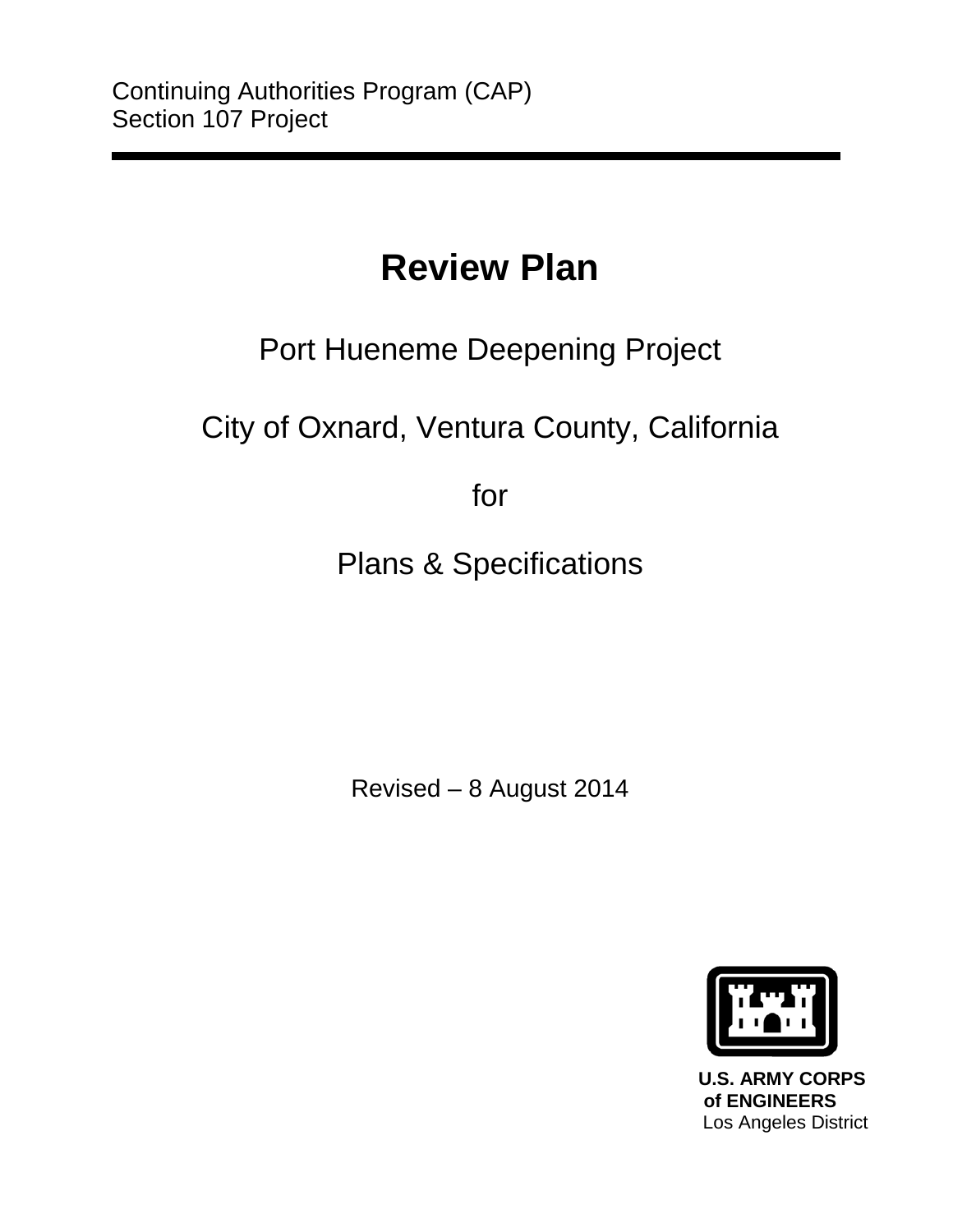Continuing Authorities Program (CAP)
Section 107 Project

# Review Plan

Port Hueneme Deepening Project

City of Oxnard, Ventura County, California

for

Plans & Specifications

Revised – 8 August 2014

**U.S. ARMY CORPS of ENGINEERS**
Los Angeles District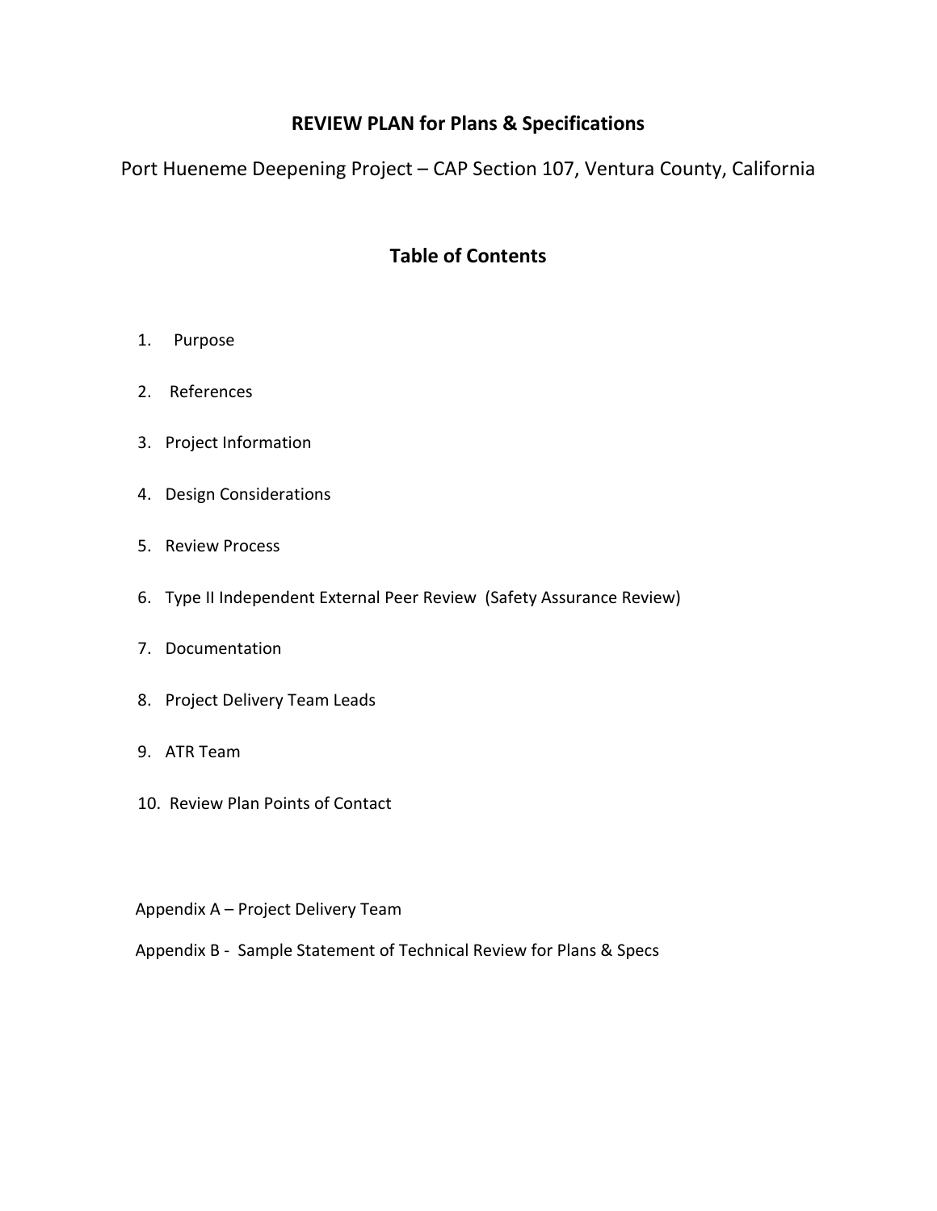# REVIEW PLAN for Plans & Specifications

Port Hueneme Deepening Project – CAP Section 107, Ventura County, California

## Table of Contents

1. Purpose
2. References
3. Project Information
4. Design Considerations
5. Review Process
6. Type II Independent External Peer Review (Safety Assurance Review)
7. Documentation
8. Project Delivery Team Leads
9. ATR Team
10. Review Plan Points of Contact

Appendix A – Project Delivery Team

Appendix B - Sample Statement of Technical Review for Plans & Specs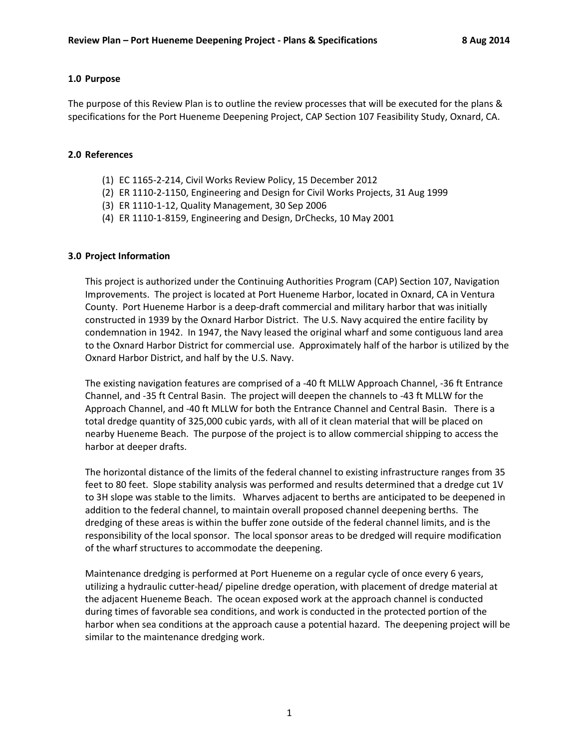## 1.0 Purpose

The purpose of this Review Plan is to outline the review processes that will be executed for the plans & specifications for the Port Hueneme Deepening Project, CAP Section 107 Feasibility Study, Oxnard, CA.

## 2.0 References

(1) EC 1165-2-214, Civil Works Review Policy, 15 December 2012
(2) ER 1110-2-1150, Engineering and Design for Civil Works Projects, 31 Aug 1999
(3) ER 1110-1-12, Quality Management, 30 Sep 2006
(4) ER 1110-1-8159, Engineering and Design, DrChecks, 10 May 2001

## 3.0 Project Information

This project is authorized under the Continuing Authorities Program (CAP) Section 107, Navigation Improvements. The project is located at Port Hueneme Harbor, located in Oxnard, CA in Ventura County. Port Hueneme Harbor is a deep-draft commercial and military harbor that was initially constructed in 1939 by the Oxnard Harbor District. The U.S. Navy acquired the entire facility by condemnation in 1942. In 1947, the Navy leased the original wharf and some contiguous land area to the Oxnard Harbor District for commercial use. Approximately half of the harbor is utilized by the Oxnard Harbor District, and half by the U.S. Navy.

The existing navigation features are comprised of a -40 ft MLLW Approach Channel, -36 ft Entrance Channel, and -35 ft Central Basin. The project will deepen the channels to -43 ft MLLW for the Approach Channel, and -40 ft MLLW for both the Entrance Channel and Central Basin. There is a total dredge quantity of 325,000 cubic yards, with all of it clean material that will be placed on nearby Hueneme Beach. The purpose of the project is to allow commercial shipping to access the harbor at deeper drafts.

The horizontal distance of the limits of the federal channel to existing infrastructure ranges from 35 feet to 80 feet. Slope stability analysis was performed and results determined that a dredge cut 1V to 3H slope was stable to the limits. Wharves adjacent to berths are anticipated to be deepened in addition to the federal channel, to maintain overall proposed channel deepening berths. The dredging of these areas is within the buffer zone outside of the federal channel limits, and is the responsibility of the local sponsor. The local sponsor areas to be dredged will require modification of the wharf structures to accommodate the deepening.

Maintenance dredging is performed at Port Hueneme on a regular cycle of once every 6 years, utilizing a hydraulic cutter-head/ pipeline dredge operation, with placement of dredge material at the adjacent Hueneme Beach. The ocean exposed work at the approach channel is conducted during times of favorable sea conditions, and work is conducted in the protected portion of the harbor when sea conditions at the approach cause a potential hazard. The deepening project will be similar to the maintenance dredging work.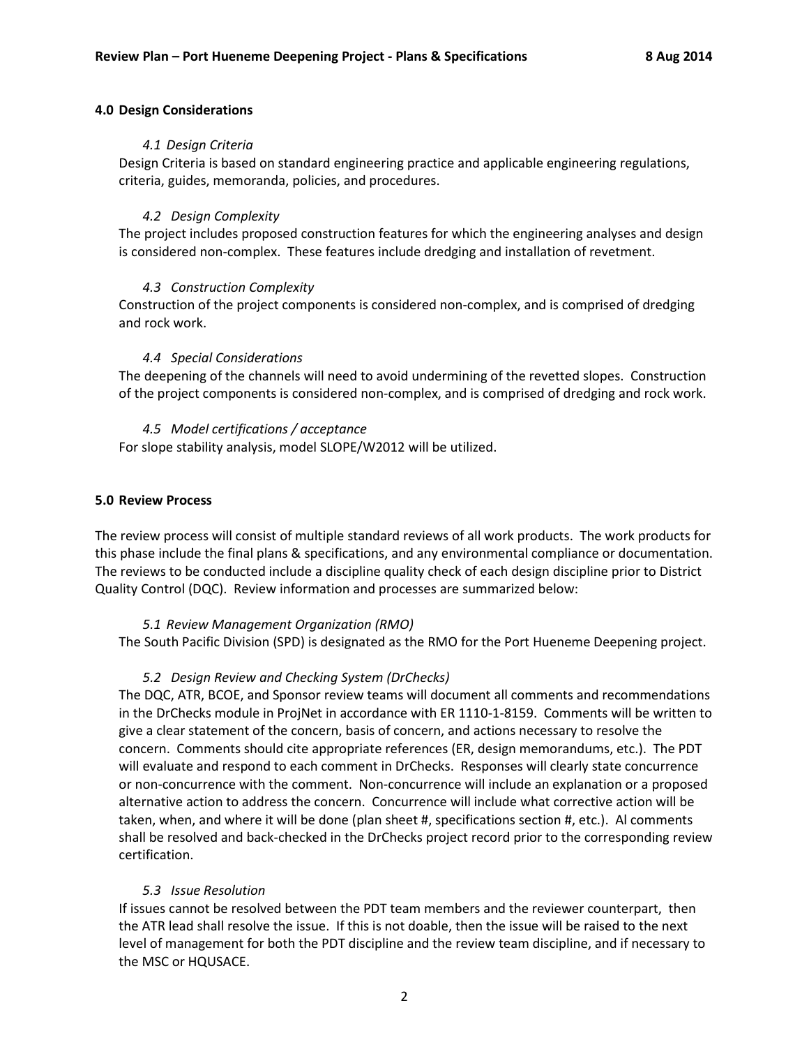## 4.0 Design Considerations

### *4.1 Design Criteria*

Design Criteria is based on standard engineering practice and applicable engineering regulations, criteria, guides, memoranda, policies, and procedures.

### *4.2 Design Complexity*

The project includes proposed construction features for which the engineering analyses and design is considered non-complex. These features include dredging and installation of revetment.

### *4.3 Construction Complexity*

Construction of the project components is considered non-complex, and is comprised of dredging and rock work.

### *4.4 Special Considerations*

The deepening of the channels will need to avoid undermining of the revetted slopes. Construction of the project components is considered non-complex, and is comprised of dredging and rock work.

### *4.5 Model certifications / acceptance*

For slope stability analysis, model SLOPE/W2012 will be utilized.

## 5.0 Review Process

The review process will consist of multiple standard reviews of all work products. The work products for this phase include the final plans & specifications, and any environmental compliance or documentation. The reviews to be conducted include a discipline quality check of each design discipline prior to District Quality Control (DQC). Review information and processes are summarized below:

### *5.1 Review Management Organization (RMO)*

The South Pacific Division (SPD) is designated as the RMO for the Port Hueneme Deepening project.

### *5.2 Design Review and Checking System (DrChecks)*

The DQC, ATR, BCOE, and Sponsor review teams will document all comments and recommendations in the DrChecks module in ProjNet in accordance with ER 1110-1-8159. Comments will be written to give a clear statement of the concern, basis of concern, and actions necessary to resolve the concern. Comments should cite appropriate references (ER, design memorandums, etc.). The PDT will evaluate and respond to each comment in DrChecks. Responses will clearly state concurrence or non-concurrence with the comment. Non-concurrence will include an explanation or a proposed alternative action to address the concern. Concurrence will include what corrective action will be taken, when, and where it will be done (plan sheet #, specifications section #, etc.). Al comments shall be resolved and back-checked in the DrChecks project record prior to the corresponding review certification.

### *5.3 Issue Resolution*

If issues cannot be resolved between the PDT team members and the reviewer counterpart, then the ATR lead shall resolve the issue. If this is not doable, then the issue will be raised to the next level of management for both the PDT discipline and the review team discipline, and if necessary to the MSC or HQUSACE.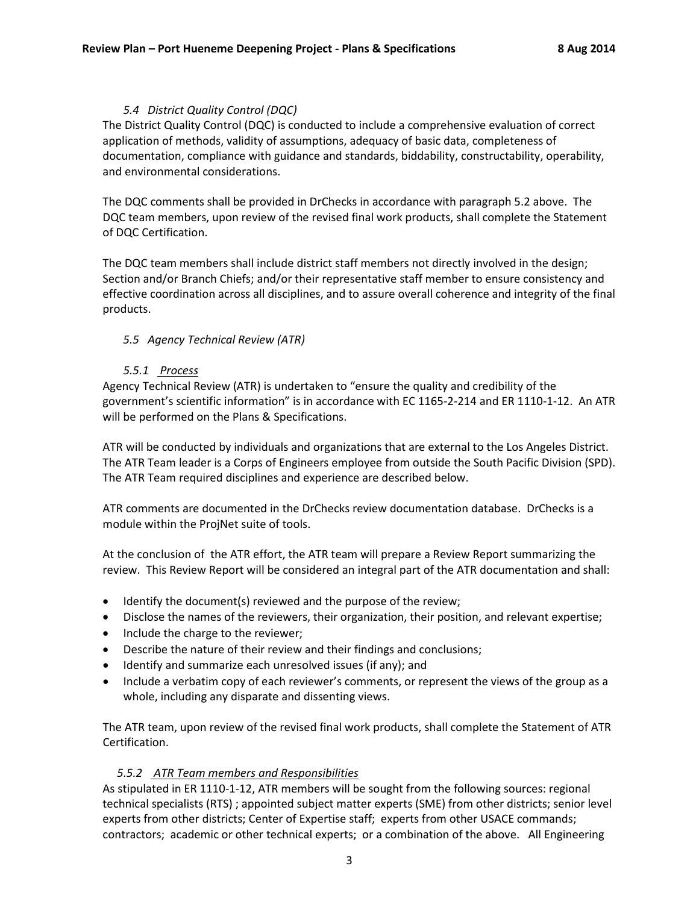### *5.4 District Quality Control (DQC)*

The District Quality Control (DQC) is conducted to include a comprehensive evaluation of correct application of methods, validity of assumptions, adequacy of basic data, completeness of documentation, compliance with guidance and standards, biddability, constructability, operability, and environmental considerations.

The DQC comments shall be provided in DrChecks in accordance with paragraph 5.2 above. The DQC team members, upon review of the revised final work products, shall complete the Statement of DQC Certification.

The DQC team members shall include district staff members not directly involved in the design; Section and/or Branch Chiefs; and/or their representative staff member to ensure consistency and effective coordination across all disciplines, and to assure overall coherence and integrity of the final products.

### *5.5 Agency Technical Review (ATR)*

#### *5.5.1 Process*

Agency Technical Review (ATR) is undertaken to "ensure the quality and credibility of the government's scientific information" is in accordance with EC 1165-2-214 and ER 1110-1-12. An ATR will be performed on the Plans & Specifications.

ATR will be conducted by individuals and organizations that are external to the Los Angeles District. The ATR Team leader is a Corps of Engineers employee from outside the South Pacific Division (SPD). The ATR Team required disciplines and experience are described below.

ATR comments are documented in the DrChecks review documentation database. DrChecks is a module within the ProjNet suite of tools.

At the conclusion of the ATR effort, the ATR team will prepare a Review Report summarizing the review. This Review Report will be considered an integral part of the ATR documentation and shall:

- Identify the document(s) reviewed and the purpose of the review;
- Disclose the names of the reviewers, their organization, their position, and relevant expertise;
- Include the charge to the reviewer;
- Describe the nature of their review and their findings and conclusions;
- Identify and summarize each unresolved issues (if any); and
- Include a verbatim copy of each reviewer's comments, or represent the views of the group as a whole, including any disparate and dissenting views.

The ATR team, upon review of the revised final work products, shall complete the Statement of ATR Certification.

#### *5.5.2 ATR Team members and Responsibilities*

As stipulated in ER 1110-1-12, ATR members will be sought from the following sources: regional technical specialists (RTS) ; appointed subject matter experts (SME) from other districts; senior level experts from other districts; Center of Expertise staff; experts from other USACE commands; contractors; academic or other technical experts; or a combination of the above. All Engineering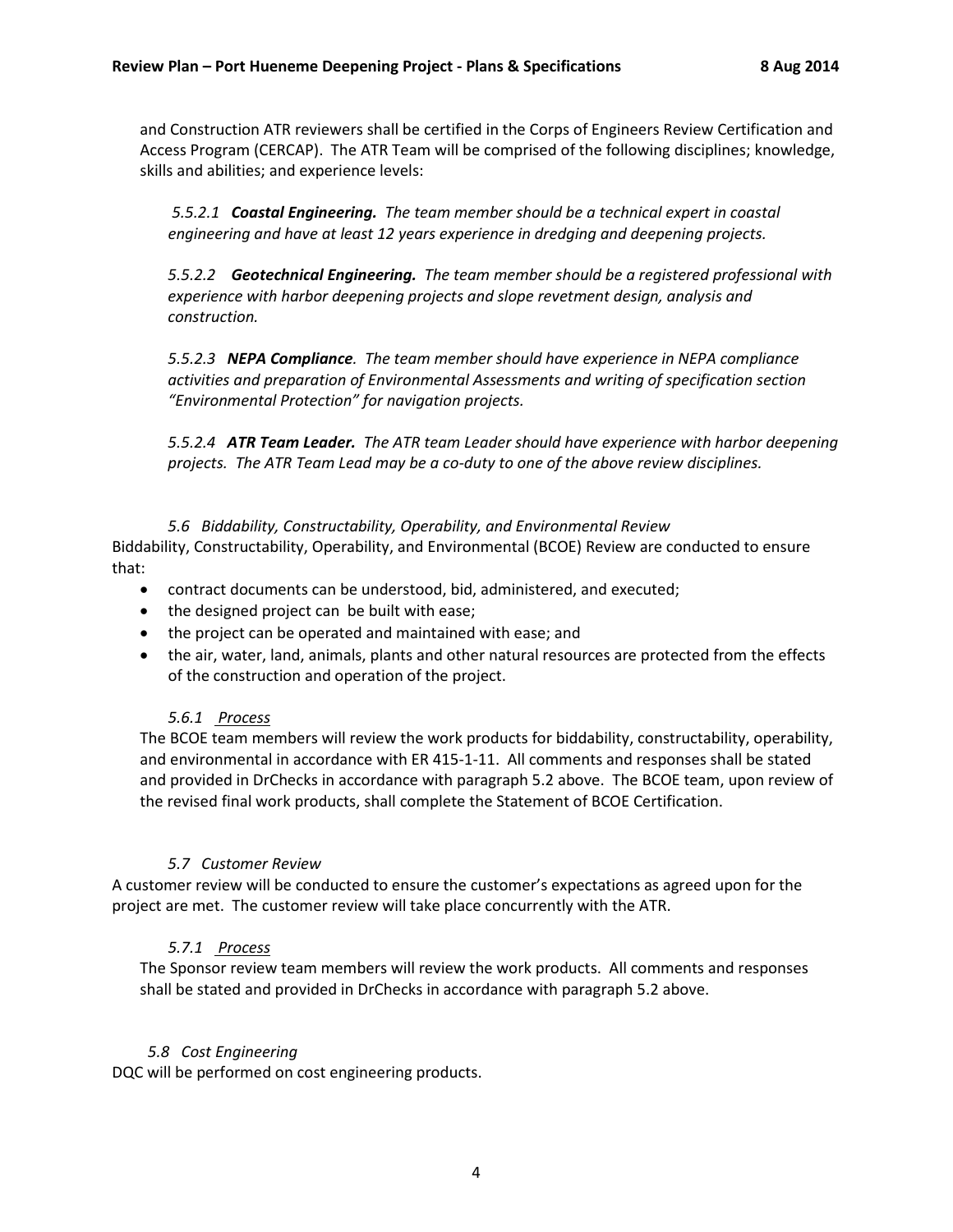and Construction ATR reviewers shall be certified in the Corps of Engineers Review Certification and Access Program (CERCAP). The ATR Team will be comprised of the following disciplines; knowledge, skills and abilities; and experience levels:

*5.5.2.1* ***Coastal Engineering.*** *The team member should be a technical expert in coastal engineering and have at least 12 years experience in dredging and deepening projects.*

*5.5.2.2* ***Geotechnical Engineering.*** *The team member should be a registered professional with experience with harbor deepening projects and slope revetment design, analysis and construction.*

*5.5.2.3* ***NEPA Compliance****. The team member should have experience in NEPA compliance activities and preparation of Environmental Assessments and writing of specification section "Environmental Protection" for navigation projects.*

*5.5.2.4* ***ATR Team Leader.*** *The ATR team Leader should have experience with harbor deepening projects. The ATR Team Lead may be a co-duty to one of the above review disciplines.*

### *5.6 Biddability, Constructability, Operability, and Environmental Review*

Biddability, Constructability, Operability, and Environmental (BCOE) Review are conducted to ensure that:

- contract documents can be understood, bid, administered, and executed;
- the designed project can be built with ease;
- the project can be operated and maintained with ease; and
- the air, water, land, animals, plants and other natural resources are protected from the effects of the construction and operation of the project.

#### *5.6.1 Process*

The BCOE team members will review the work products for biddability, constructability, operability, and environmental in accordance with ER 415-1-11. All comments and responses shall be stated and provided in DrChecks in accordance with paragraph 5.2 above. The BCOE team, upon review of the revised final work products, shall complete the Statement of BCOE Certification.

### *5.7 Customer Review*

A customer review will be conducted to ensure the customer's expectations as agreed upon for the project are met. The customer review will take place concurrently with the ATR.

#### *5.7.1 Process*

The Sponsor review team members will review the work products. All comments and responses shall be stated and provided in DrChecks in accordance with paragraph 5.2 above.

### *5.8 Cost Engineering*

DQC will be performed on cost engineering products.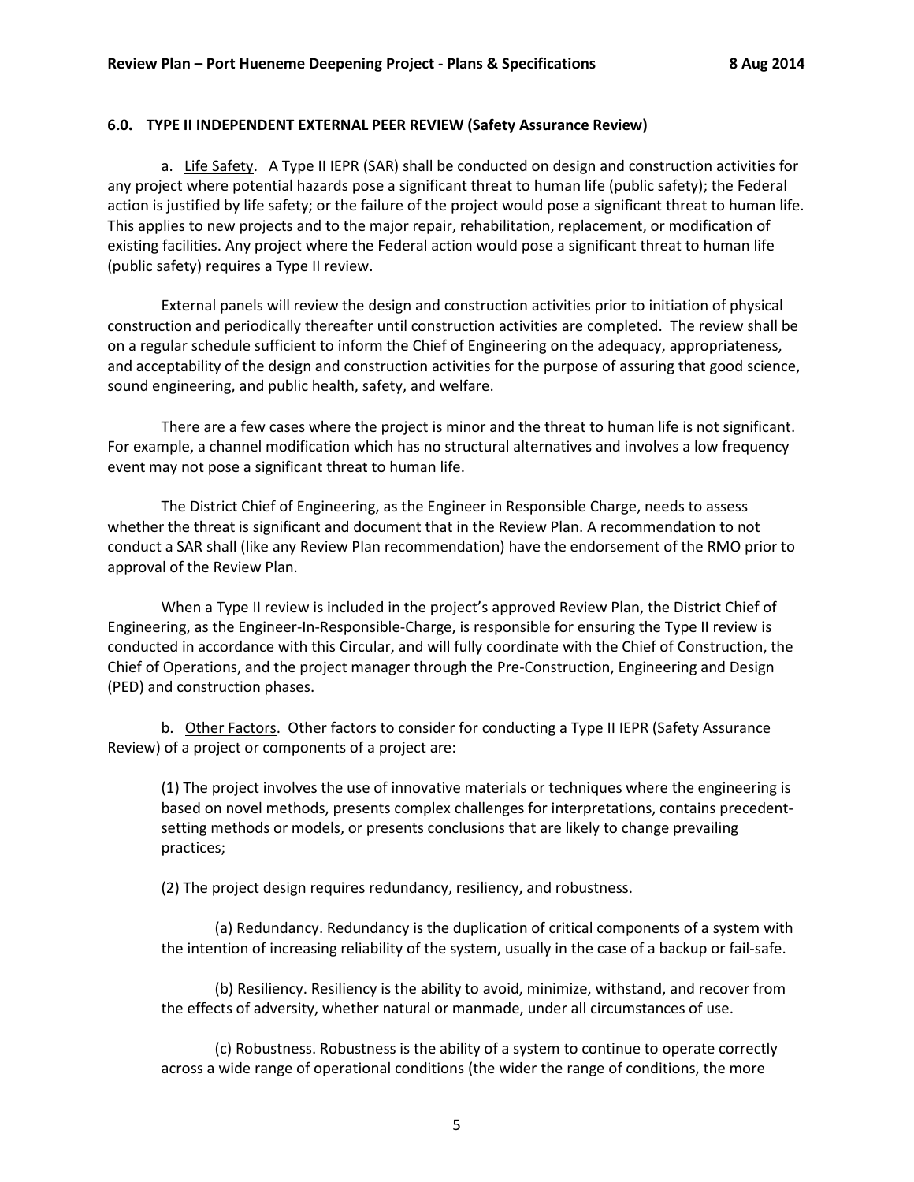### 6.0. TYPE II INDEPENDENT EXTERNAL PEER REVIEW (Safety Assurance Review)

a. Life Safety. A Type II IEPR (SAR) shall be conducted on design and construction activities for any project where potential hazards pose a significant threat to human life (public safety); the Federal action is justified by life safety; or the failure of the project would pose a significant threat to human life. This applies to new projects and to the major repair, rehabilitation, replacement, or modification of existing facilities. Any project where the Federal action would pose a significant threat to human life (public safety) requires a Type II review.

External panels will review the design and construction activities prior to initiation of physical construction and periodically thereafter until construction activities are completed. The review shall be on a regular schedule sufficient to inform the Chief of Engineering on the adequacy, appropriateness, and acceptability of the design and construction activities for the purpose of assuring that good science, sound engineering, and public health, safety, and welfare.

There are a few cases where the project is minor and the threat to human life is not significant. For example, a channel modification which has no structural alternatives and involves a low frequency event may not pose a significant threat to human life.

The District Chief of Engineering, as the Engineer in Responsible Charge, needs to assess whether the threat is significant and document that in the Review Plan. A recommendation to not conduct a SAR shall (like any Review Plan recommendation) have the endorsement of the RMO prior to approval of the Review Plan.

When a Type II review is included in the project's approved Review Plan, the District Chief of Engineering, as the Engineer-In-Responsible-Charge, is responsible for ensuring the Type II review is conducted in accordance with this Circular, and will fully coordinate with the Chief of Construction, the Chief of Operations, and the project manager through the Pre-Construction, Engineering and Design (PED) and construction phases.

b. Other Factors. Other factors to consider for conducting a Type II IEPR (Safety Assurance Review) of a project or components of a project are:

(1) The project involves the use of innovative materials or techniques where the engineering is based on novel methods, presents complex challenges for interpretations, contains precedent-setting methods or models, or presents conclusions that are likely to change prevailing practices;

(2) The project design requires redundancy, resiliency, and robustness.

(a) Redundancy. Redundancy is the duplication of critical components of a system with the intention of increasing reliability of the system, usually in the case of a backup or fail-safe.

(b) Resiliency. Resiliency is the ability to avoid, minimize, withstand, and recover from the effects of adversity, whether natural or manmade, under all circumstances of use.

(c) Robustness. Robustness is the ability of a system to continue to operate correctly across a wide range of operational conditions (the wider the range of conditions, the more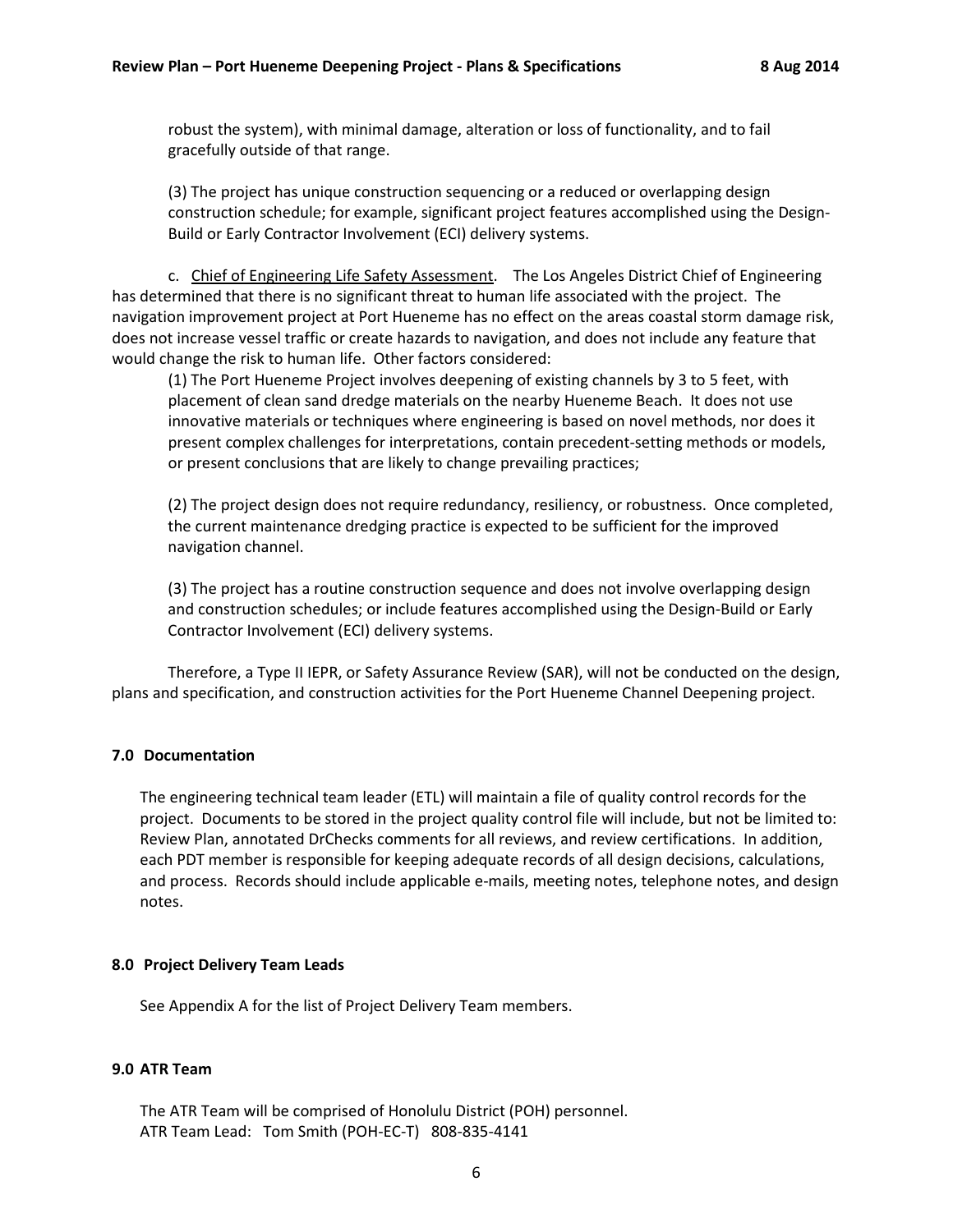robust the system), with minimal damage, alteration or loss of functionality, and to fail gracefully outside of that range.

(3) The project has unique construction sequencing or a reduced or overlapping design construction schedule; for example, significant project features accomplished using the Design-Build or Early Contractor Involvement (ECI) delivery systems.

c. Chief of Engineering Life Safety Assessment. The Los Angeles District Chief of Engineering has determined that there is no significant threat to human life associated with the project. The navigation improvement project at Port Hueneme has no effect on the areas coastal storm damage risk, does not increase vessel traffic or create hazards to navigation, and does not include any feature that would change the risk to human life. Other factors considered:

(1) The Port Hueneme Project involves deepening of existing channels by 3 to 5 feet, with placement of clean sand dredge materials on the nearby Hueneme Beach. It does not use innovative materials or techniques where engineering is based on novel methods, nor does it present complex challenges for interpretations, contain precedent-setting methods or models, or present conclusions that are likely to change prevailing practices;

(2) The project design does not require redundancy, resiliency, or robustness. Once completed, the current maintenance dredging practice is expected to be sufficient for the improved navigation channel.

(3) The project has a routine construction sequence and does not involve overlapping design and construction schedules; or include features accomplished using the Design-Build or Early Contractor Involvement (ECI) delivery systems.

Therefore, a Type II IEPR, or Safety Assurance Review (SAR), will not be conducted on the design, plans and specification, and construction activities for the Port Hueneme Channel Deepening project.

## 7.0 Documentation

The engineering technical team leader (ETL) will maintain a file of quality control records for the project. Documents to be stored in the project quality control file will include, but not be limited to: Review Plan, annotated DrChecks comments for all reviews, and review certifications. In addition, each PDT member is responsible for keeping adequate records of all design decisions, calculations, and process. Records should include applicable e-mails, meeting notes, telephone notes, and design notes.

## 8.0 Project Delivery Team Leads

See Appendix A for the list of Project Delivery Team members.

## 9.0 ATR Team

The ATR Team will be comprised of Honolulu District (POH) personnel.
ATR Team Lead: Tom Smith (POH-EC-T) 808-835-4141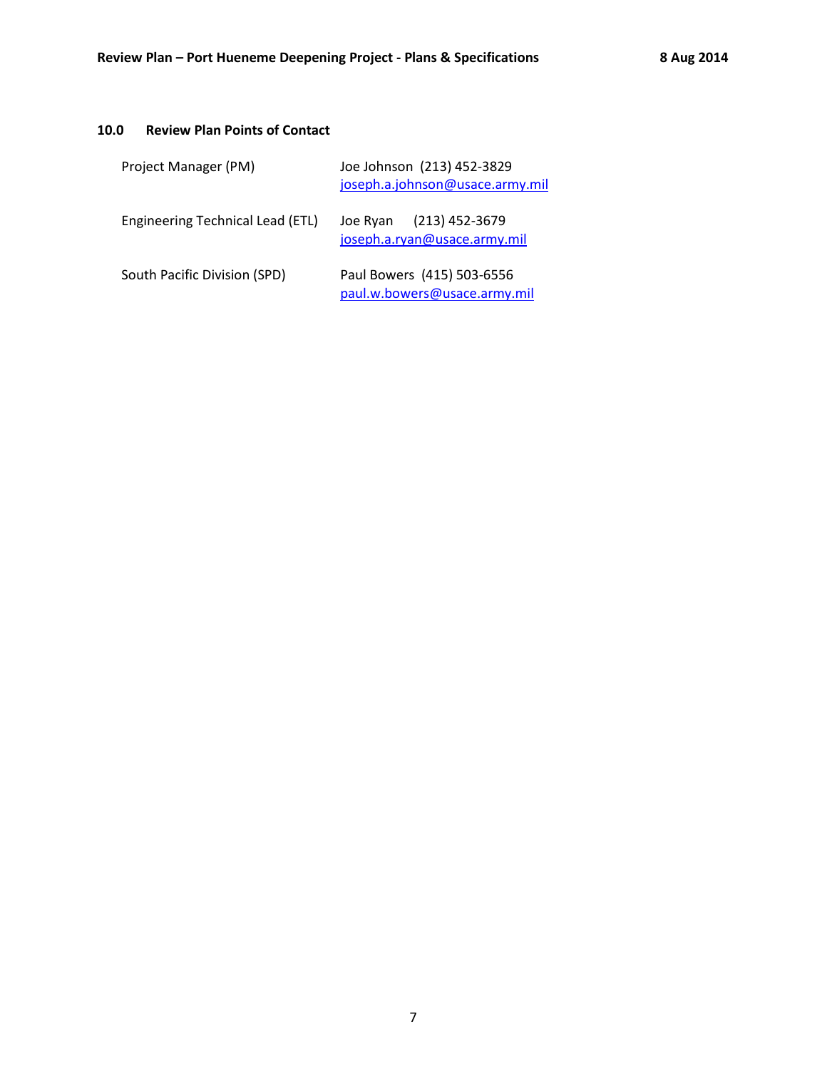## 10.0 Review Plan Points of Contact

| | |
|---|---|
| Project Manager (PM) | Joe Johnson (213) 452-3829 joseph.a.johnson@usace.army.mil |
| Engineering Technical Lead (ETL) | Joe Ryan (213) 452-3679 joseph.a.ryan@usace.army.mil |
| South Pacific Division (SPD) | Paul Bowers (415) 503-6556 paul.w.bowers@usace.army.mil |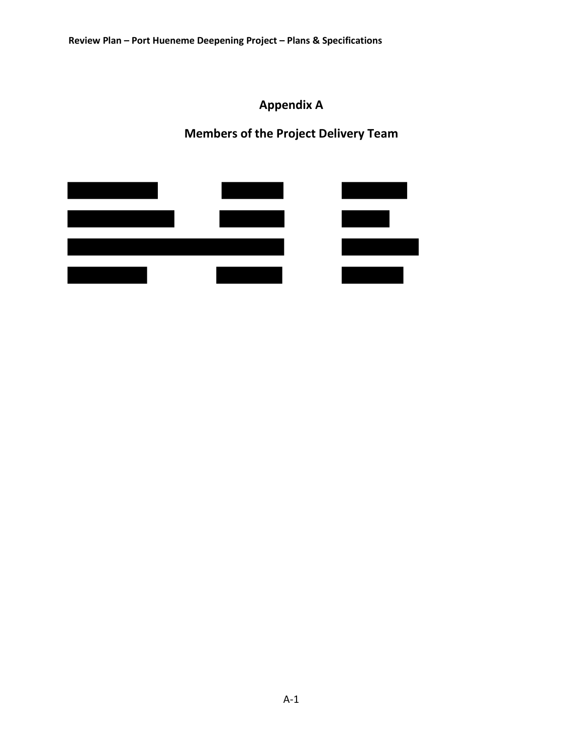# Appendix A

## Members of the Project Delivery Team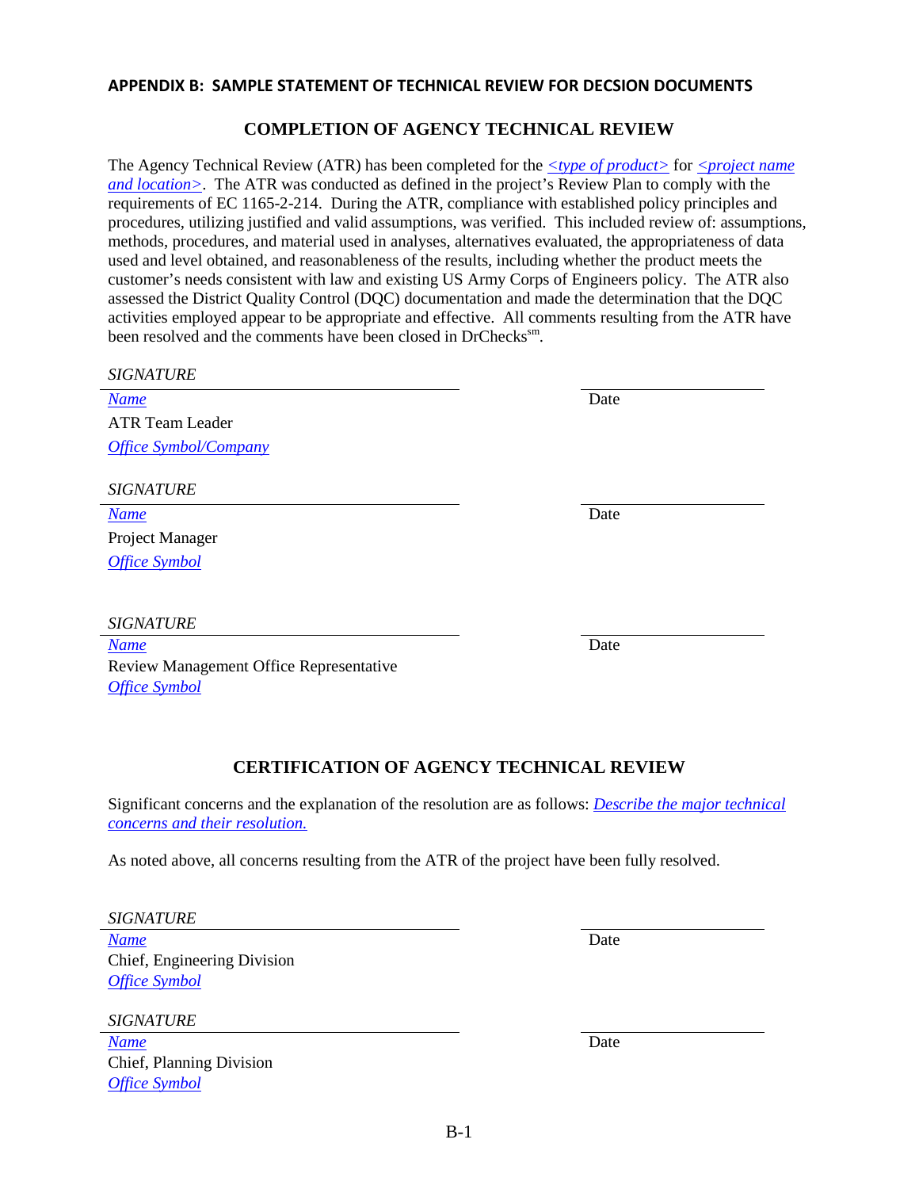## APPENDIX B: SAMPLE STATEMENT OF TECHNICAL REVIEW FOR DECSION DOCUMENTS

### COMPLETION OF AGENCY TECHNICAL REVIEW

The Agency Technical Review (ATR) has been completed for the *<type of product>* for *<project name and location>*. The ATR was conducted as defined in the project's Review Plan to comply with the requirements of EC 1165-2-214. During the ATR, compliance with established policy principles and procedures, utilizing justified and valid assumptions, was verified. This included review of: assumptions, methods, procedures, and material used in analyses, alternatives evaluated, the appropriateness of data used and level obtained, and reasonableness of the results, including whether the product meets the customer's needs consistent with law and existing US Army Corps of Engineers policy. The ATR also assessed the District Quality Control (DQC) documentation and made the determination that the DQC activities employed appear to be appropriate and effective. All comments resulting from the ATR have been resolved and the comments have been closed in DrChecks[sm].

*SIGNATURE*
*Name* — Date
ATR Team Leader
*Office Symbol/Company*

*SIGNATURE*
*Name* — Date
Project Manager
*Office Symbol*

*SIGNATURE*
*Name* — Date
Review Management Office Representative
*Office Symbol*

### CERTIFICATION OF AGENCY TECHNICAL REVIEW

Significant concerns and the explanation of the resolution are as follows: *Describe the major technical concerns and their resolution.*

As noted above, all concerns resulting from the ATR of the project have been fully resolved.

*SIGNATURE*
*Name* — Date
Chief, Engineering Division
*Office Symbol*

*SIGNATURE*
*Name* — Date
Chief, Planning Division
*Office Symbol*